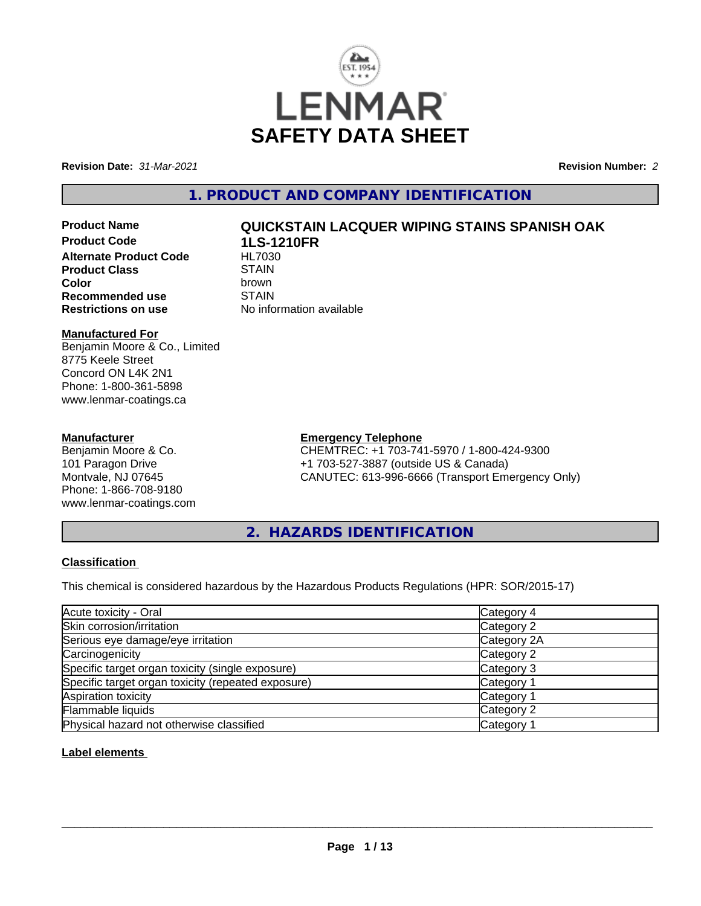# LENMAR SAFETY DATA SHEET

**Revision Date:** *31-Mar-2021* **Revision Number:** *2*

## 1. PRODUCT AND COMPANY IDENTIFICATION

| | |
|---|---|
| **Product Name** | **QUICKSTAIN LACQUER WIPING STAINS SPANISH OAK** |
| **Product Code** | **1LS-1210FR** |
| **Alternate Product Code** | HL7030 |
| **Product Class** | STAIN |
| **Color** | brown |
| **Recommended use** | STAIN |
| **Restrictions on use** | No information available |

**Manufactured For**
Benjamin Moore & Co., Limited
8775 Keele Street
Concord ON L4K 2N1
Phone: 1-800-361-5898
www.lenmar-coatings.ca

**Manufacturer**
Benjamin Moore & Co.
101 Paragon Drive
Montvale, NJ 07645
Phone: 1-866-708-9180
www.lenmar-coatings.com

**Emergency Telephone**
CHEMTREC: +1 703-741-5970 / 1-800-424-9300
+1 703-527-3887 (outside US & Canada)
CANUTEC: 613-996-6666 (Transport Emergency Only)

## 2. HAZARDS IDENTIFICATION

**Classification**

This chemical is considered hazardous by the Hazardous Products Regulations (HPR: SOR/2015-17)

| | |
|---|---|
| Acute toxicity - Oral | Category 4 |
| Skin corrosion/irritation | Category 2 |
| Serious eye damage/eye irritation | Category 2A |
| Carcinogenicity | Category 2 |
| Specific target organ toxicity (single exposure) | Category 3 |
| Specific target organ toxicity (repeated exposure) | Category 1 |
| Aspiration toxicity | Category 1 |
| Flammable liquids | Category 2 |
| Physical hazard not otherwise classified | Category 1 |

**Label elements**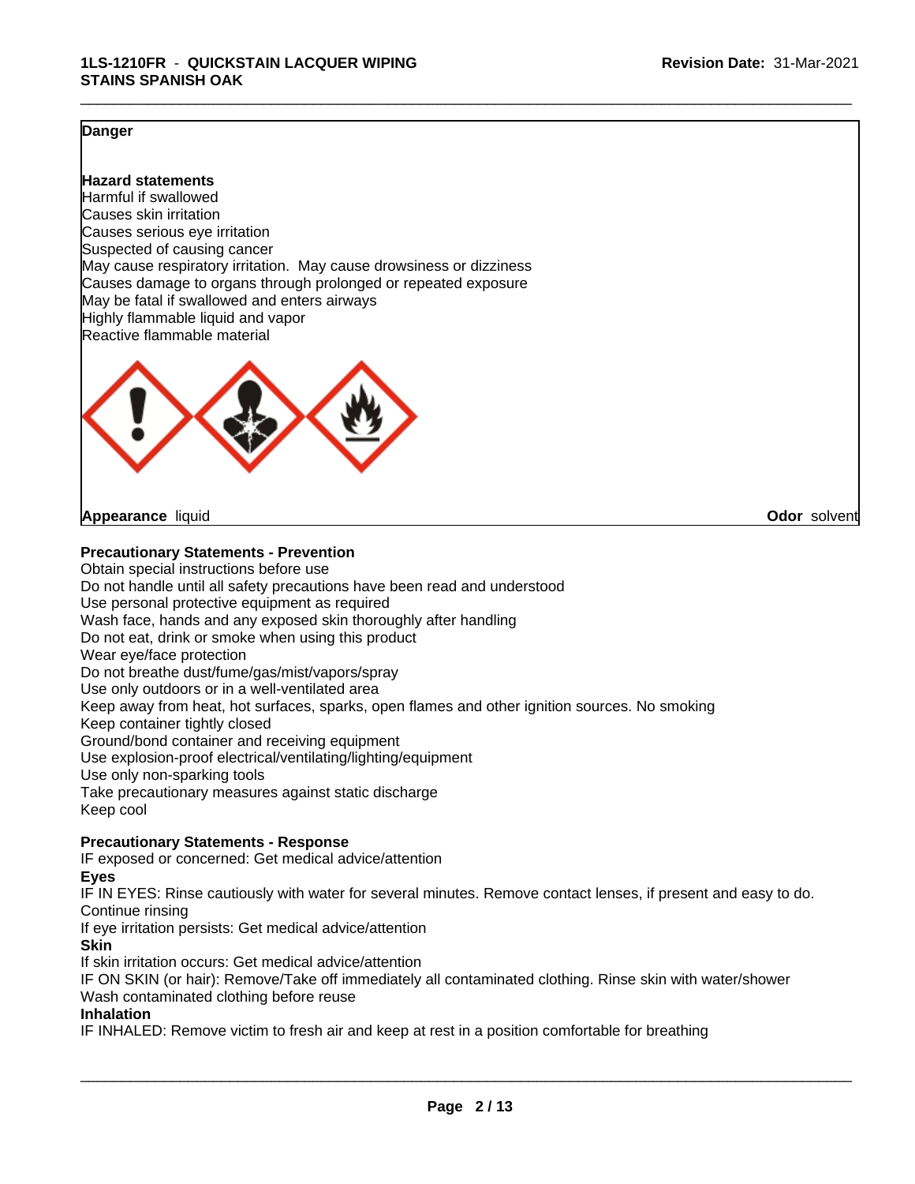**Danger**

**Hazard statements**

Harmful if swallowed
Causes skin irritation
Causes serious eye irritation
Suspected of causing cancer
May cause respiratory irritation. May cause drowsiness or dizziness
Causes damage to organs through prolonged or repeated exposure
May be fatal if swallowed and enters airways
Highly flammable liquid and vapor
Reactive flammable material

**Appearance** liquid

**Odor** solvent

**Precautionary Statements - Prevention**

Obtain special instructions before use
Do not handle until all safety precautions have been read and understood
Use personal protective equipment as required
Wash face, hands and any exposed skin thoroughly after handling
Do not eat, drink or smoke when using this product
Wear eye/face protection
Do not breathe dust/fume/gas/mist/vapors/spray
Use only outdoors or in a well-ventilated area
Keep away from heat, hot surfaces, sparks, open flames and other ignition sources. No smoking
Keep container tightly closed
Ground/bond container and receiving equipment
Use explosion-proof electrical/ventilating/lighting/equipment
Use only non-sparking tools
Take precautionary measures against static discharge
Keep cool

**Precautionary Statements - Response**

IF exposed or concerned: Get medical advice/attention

**Eyes**

IF IN EYES: Rinse cautiously with water for several minutes. Remove contact lenses, if present and easy to do. Continue rinsing
If eye irritation persists: Get medical advice/attention

**Skin**

If skin irritation occurs: Get medical advice/attention
IF ON SKIN (or hair): Remove/Take off immediately all contaminated clothing. Rinse skin with water/shower
Wash contaminated clothing before reuse

**Inhalation**

IF INHALED: Remove victim to fresh air and keep at rest in a position comfortable for breathing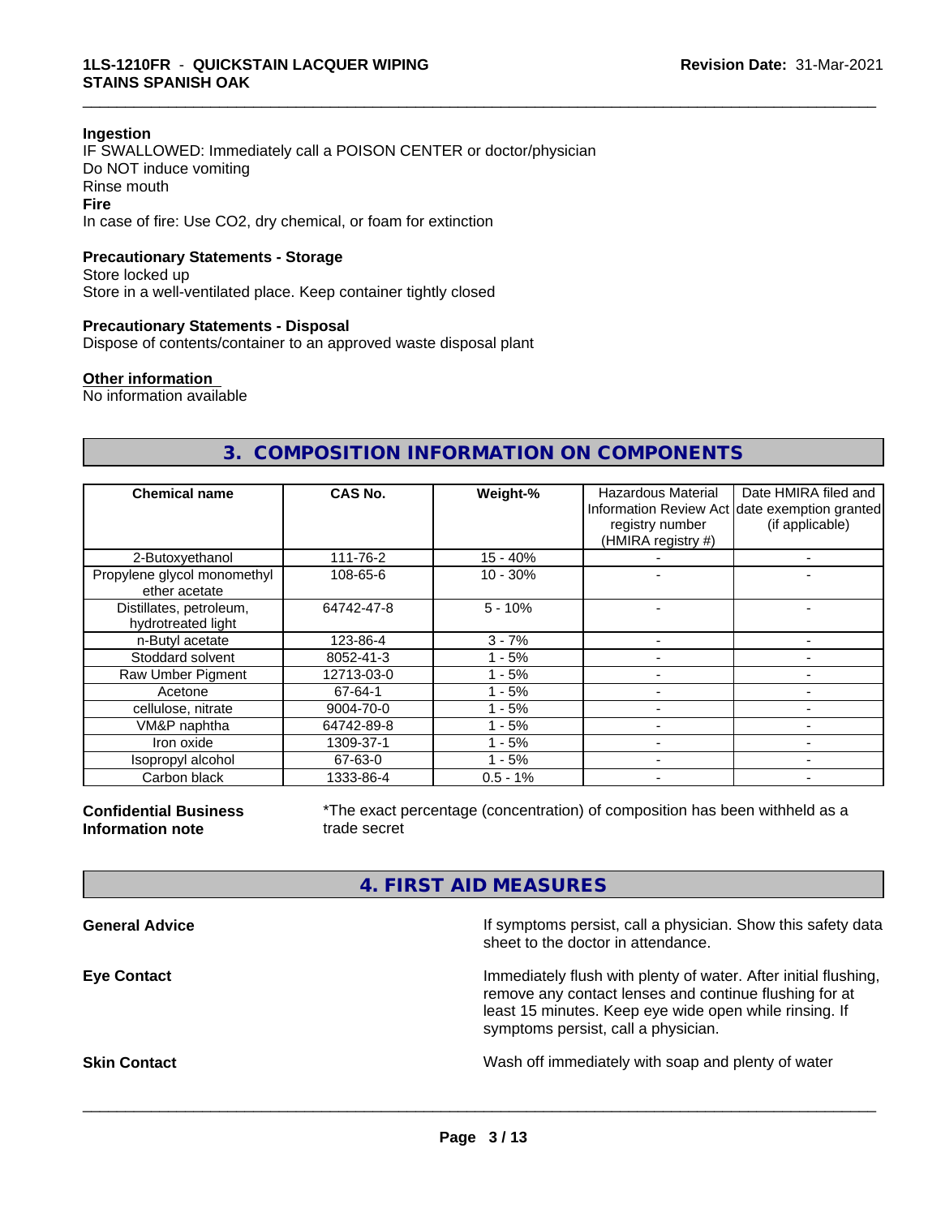**Ingestion**
IF SWALLOWED: Immediately call a POISON CENTER or doctor/physician
Do NOT induce vomiting
Rinse mouth

**Fire**
In case of fire: Use CO2, dry chemical, or foam for extinction

**Precautionary Statements - Storage**
Store locked up
Store in a well-ventilated place. Keep container tightly closed

**Precautionary Statements - Disposal**
Dispose of contents/container to an approved waste disposal plant

**Other information**
No information available

## 3. COMPOSITION INFORMATION ON COMPONENTS

| Chemical name | CAS No. | Weight-% | Hazardous Material Information Review Act registry number (HMIRA registry #) | Date HMIRA filed and date exemption granted (if applicable) |
|---|---|---|---|---|
| 2-Butoxyethanol | 111-76-2 | 15 - 40% | - | - |
| Propylene glycol monomethyl ether acetate | 108-65-6 | 10 - 30% | - | - |
| Distillates, petroleum, hydrotreated light | 64742-47-8 | 5 - 10% | - | - |
| n-Butyl acetate | 123-86-4 | 3 - 7% | - | - |
| Stoddard solvent | 8052-41-3 | 1 - 5% | - | - |
| Raw Umber Pigment | 12713-03-0 | 1 - 5% | - | - |
| Acetone | 67-64-1 | 1 - 5% | - | - |
| cellulose, nitrate | 9004-70-0 | 1 - 5% | - | - |
| VM&P naphtha | 64742-89-8 | 1 - 5% | - | - |
| Iron oxide | 1309-37-1 | 1 - 5% | - | - |
| Isopropyl alcohol | 67-63-0 | 1 - 5% | - | - |
| Carbon black | 1333-86-4 | 0.5 - 1% | - | - |

**Confidential Business Information note** *The exact percentage (concentration) of composition has been withheld as a trade secret

## 4. FIRST AID MEASURES

**General Advice** If symptoms persist, call a physician. Show this safety data sheet to the doctor in attendance.

**Eye Contact** Immediately flush with plenty of water. After initial flushing, remove any contact lenses and continue flushing for at least 15 minutes. Keep eye wide open while rinsing. If symptoms persist, call a physician.

**Skin Contact** Wash off immediately with soap and plenty of water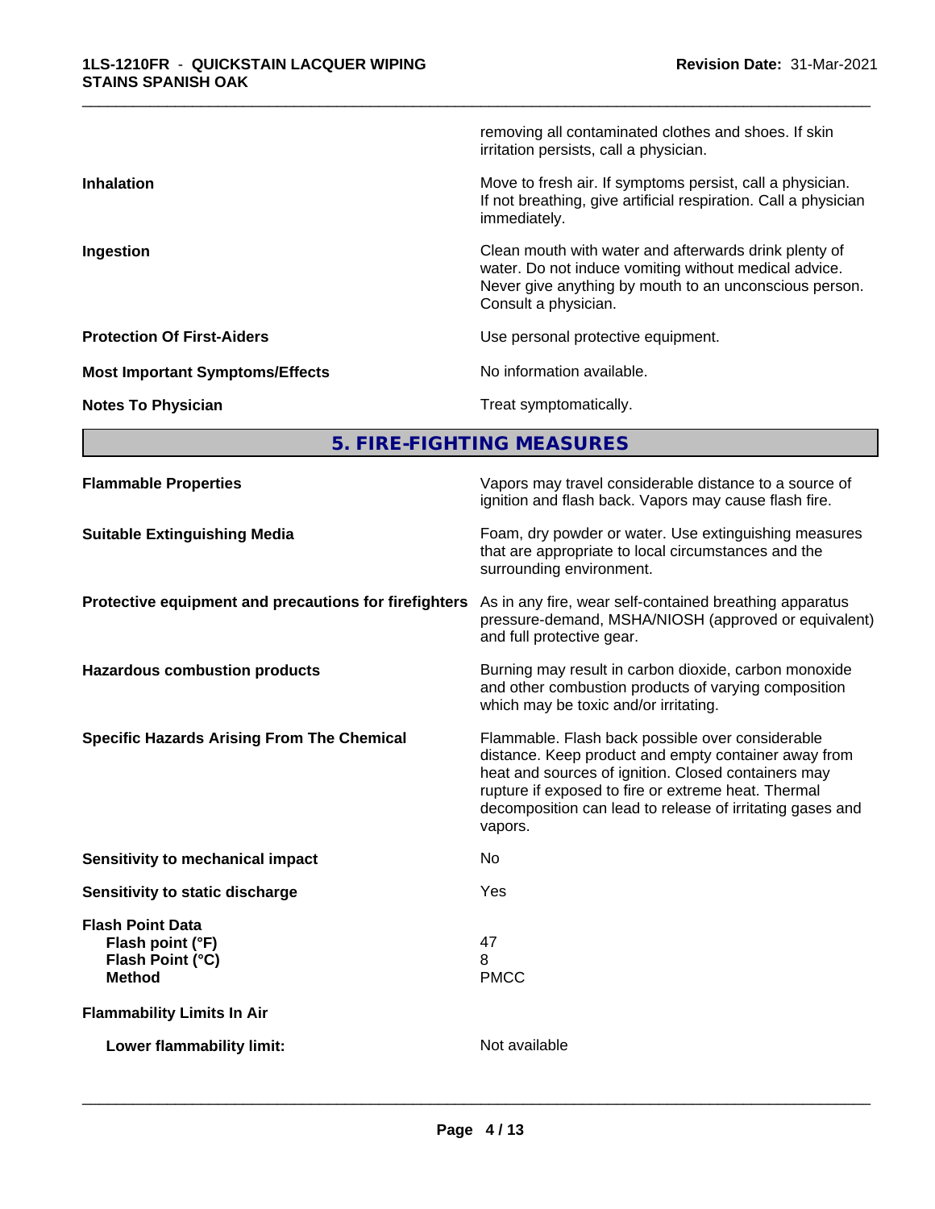| | |
|---|---|
| | removing all contaminated clothes and shoes. If skin irritation persists, call a physician. |
| **Inhalation** | Move to fresh air. If symptoms persist, call a physician. If not breathing, give artificial respiration. Call a physician immediately. |
| **Ingestion** | Clean mouth with water and afterwards drink plenty of water. Do not induce vomiting without medical advice. Never give anything by mouth to an unconscious person. Consult a physician. |
| **Protection Of First-Aiders** | Use personal protective equipment. |
| **Most Important Symptoms/Effects** | No information available. |
| **Notes To Physician** | Treat symptomatically. |

## 5. FIRE-FIGHTING MEASURES

| | |
|---|---|
| **Flammable Properties** | Vapors may travel considerable distance to a source of ignition and flash back. Vapors may cause flash fire. |
| **Suitable Extinguishing Media** | Foam, dry powder or water. Use extinguishing measures that are appropriate to local circumstances and the surrounding environment. |
| **Protective equipment and precautions for firefighters** | As in any fire, wear self-contained breathing apparatus pressure-demand, MSHA/NIOSH (approved or equivalent) and full protective gear. |
| **Hazardous combustion products** | Burning may result in carbon dioxide, carbon monoxide and other combustion products of varying composition which may be toxic and/or irritating. |
| **Specific Hazards Arising From The Chemical** | Flammable. Flash back possible over considerable distance. Keep product and empty container away from heat and sources of ignition. Closed containers may rupture if exposed to fire or extreme heat. Thermal decomposition can lead to release of irritating gases and vapors. |
| **Sensitivity to mechanical impact** | No |
| **Sensitivity to static discharge** | Yes |

**Flash Point Data**

| | |
|---|---|
| **Flash point (°F)** | 47 |
| **Flash Point (°C)** | 8 |
| **Method** | PMCC |

**Flammability Limits In Air**

| | |
|---|---|
| **Lower flammability limit:** | Not available |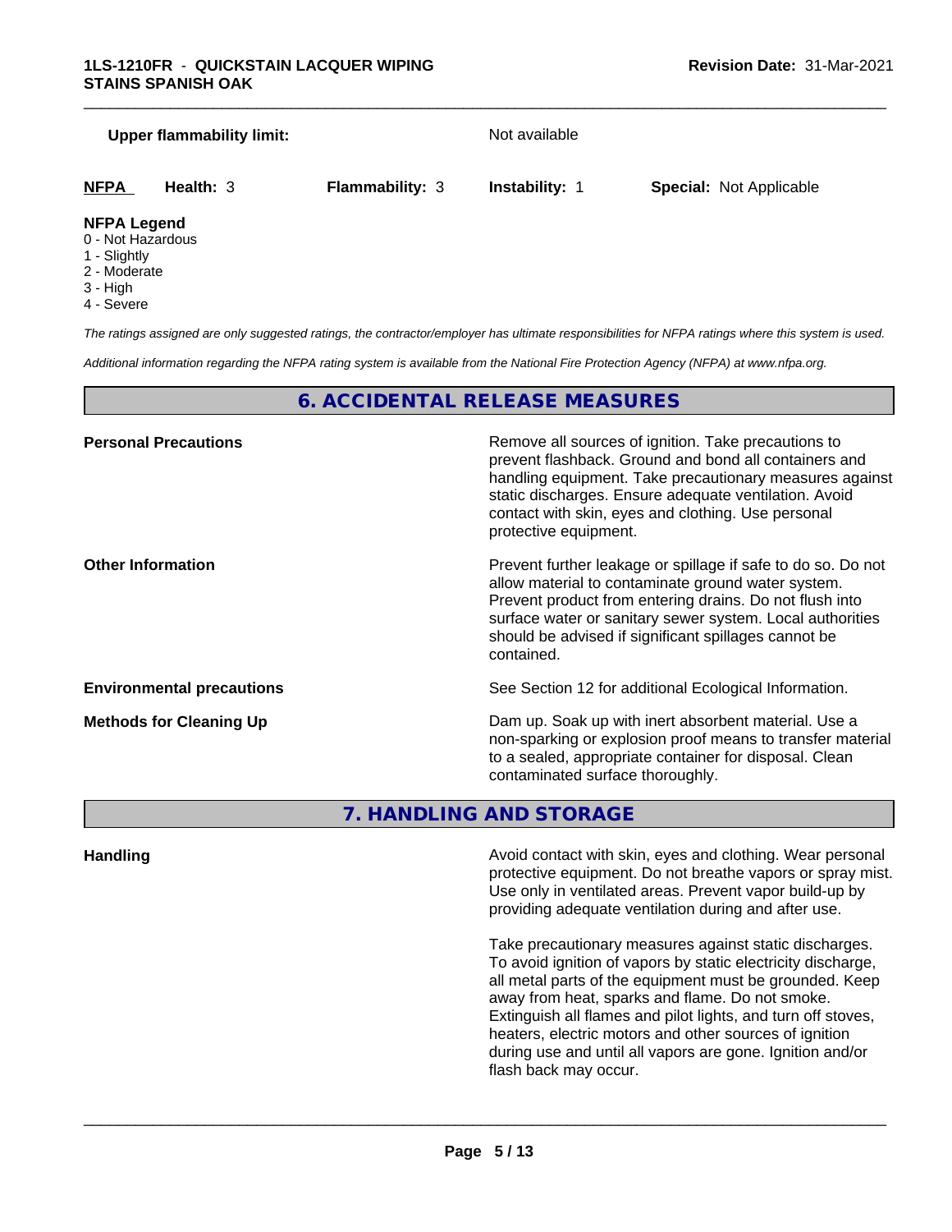| **Upper flammability limit:** | Not available |
|---|---|

| **NFPA** | **Health:** 3 | **Flammability:** 3 | **Instability:** 1 | **Special:** Not Applicable |
|---|---|---|---|---|

**NFPA Legend**
- 0 - Not Hazardous
- 1 - Slightly
- 2 - Moderate
- 3 - High
- 4 - Severe

*The ratings assigned are only suggested ratings, the contractor/employer has ultimate responsibilities for NFPA ratings where this system is used.*

*Additional information regarding the NFPA rating system is available from the National Fire Protection Agency (NFPA) at www.nfpa.org.*

## 6. ACCIDENTAL RELEASE MEASURES

**Personal Precautions**

Remove all sources of ignition. Take precautions to prevent flashback. Ground and bond all containers and handling equipment. Take precautionary measures against static discharges. Ensure adequate ventilation. Avoid contact with skin, eyes and clothing. Use personal protective equipment.

**Other Information**

Prevent further leakage or spillage if safe to do so. Do not allow material to contaminate ground water system. Prevent product from entering drains. Do not flush into surface water or sanitary sewer system. Local authorities should be advised if significant spillages cannot be contained.

**Environmental precautions**

See Section 12 for additional Ecological Information.

**Methods for Cleaning Up**

Dam up. Soak up with inert absorbent material. Use a non-sparking or explosion proof means to transfer material to a sealed, appropriate container for disposal. Clean contaminated surface thoroughly.

## 7. HANDLING AND STORAGE

**Handling**

Avoid contact with skin, eyes and clothing. Wear personal protective equipment. Do not breathe vapors or spray mist. Use only in ventilated areas. Prevent vapor build-up by providing adequate ventilation during and after use.

Take precautionary measures against static discharges. To avoid ignition of vapors by static electricity discharge, all metal parts of the equipment must be grounded. Keep away from heat, sparks and flame. Do not smoke. Extinguish all flames and pilot lights, and turn off stoves, heaters, electric motors and other sources of ignition during use and until all vapors are gone. Ignition and/or flash back may occur.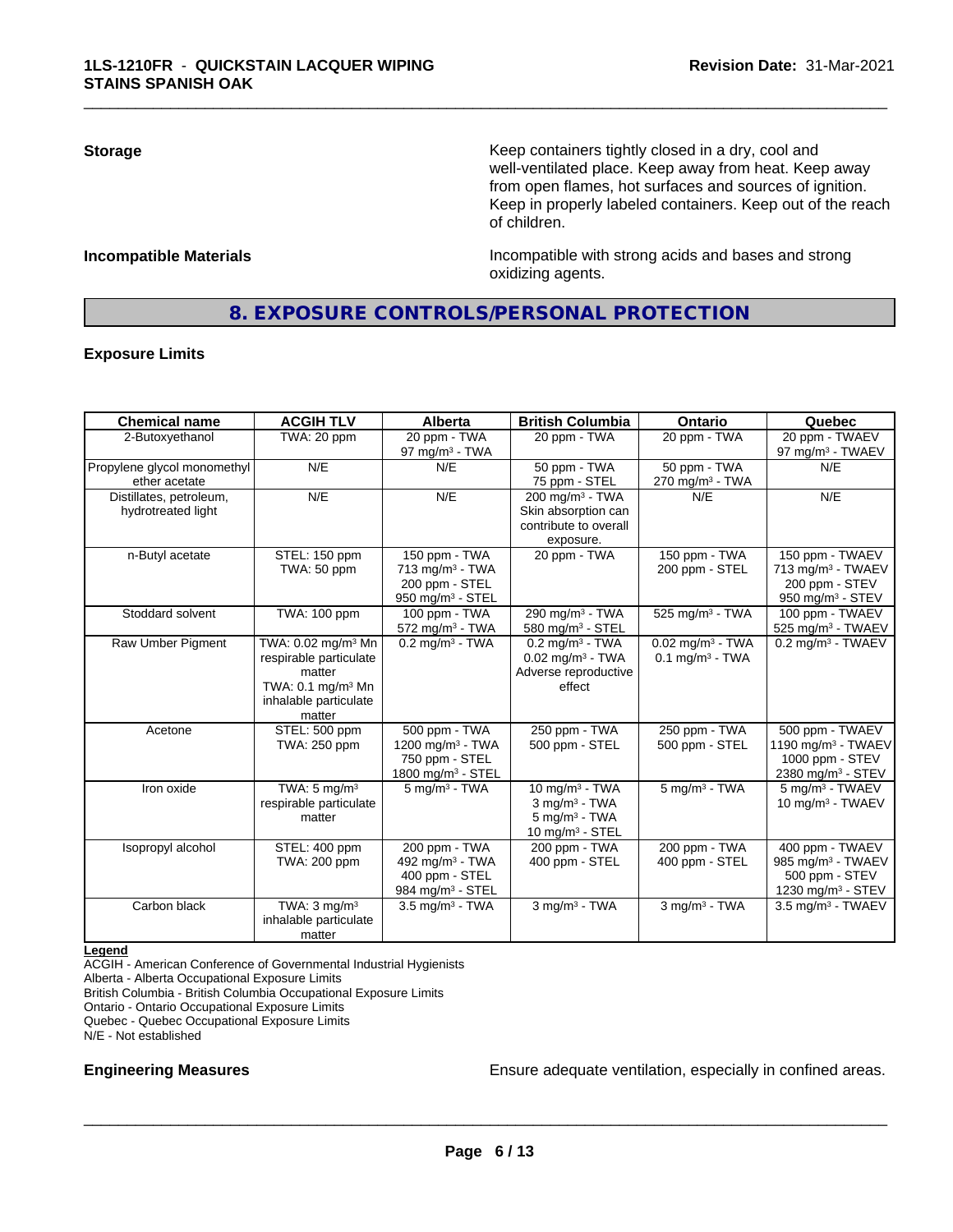**Storage**

Keep containers tightly closed in a dry, cool and well-ventilated place. Keep away from heat. Keep away from open flames, hot surfaces and sources of ignition. Keep in properly labeled containers. Keep out of the reach of children.

**Incompatible Materials**

Incompatible with strong acids and bases and strong oxidizing agents.

## 8. EXPOSURE CONTROLS/PERSONAL PROTECTION

### Exposure Limits

| Chemical name | ACGIH TLV | Alberta | British Columbia | Ontario | Quebec |
|---|---|---|---|---|---|
| 2-Butoxyethanol | TWA: 20 ppm | 20 ppm - TWA<br>97 mg/m³ - TWA | 20 ppm - TWA | 20 ppm - TWA | 20 ppm - TWAEV<br>97 mg/m³ - TWAEV |
| Propylene glycol monomethyl ether acetate | N/E | N/E | 50 ppm - TWA<br>75 ppm - STEL | 50 ppm - TWA<br>270 mg/m³ - TWA | N/E |
| Distillates, petroleum, hydrotreated light | N/E | N/E | 200 mg/m³ - TWA<br>Skin absorption can contribute to overall exposure. | N/E | N/E |
| n-Butyl acetate | STEL: 150 ppm<br>TWA: 50 ppm | 150 ppm - TWA<br>713 mg/m³ - TWA<br>200 ppm - STEL<br>950 mg/m³ - STEL | 20 ppm - TWA | 150 ppm - TWA<br>200 ppm - STEL | 150 ppm - TWAEV<br>713 mg/m³ - TWAEV<br>200 ppm - STEV<br>950 mg/m³ - STEV |
| Stoddard solvent | TWA: 100 ppm | 100 ppm - TWA<br>572 mg/m³ - TWA | 290 mg/m³ - TWA<br>580 mg/m³ - STEL | 525 mg/m³ - TWA | 100 ppm - TWAEV<br>525 mg/m³ - TWAEV |
| Raw Umber Pigment | TWA: 0.02 mg/m³ Mn respirable particulate matter<br>TWA: 0.1 mg/m³ Mn inhalable particulate matter | 0.2 mg/m³ - TWA | 0.2 mg/m³ - TWA<br>0.02 mg/m³ - TWA<br>Adverse reproductive effect | 0.02 mg/m³ - TWA<br>0.1 mg/m³ - TWA | 0.2 mg/m³ - TWAEV |
| Acetone | STEL: 500 ppm<br>TWA: 250 ppm | 500 ppm - TWA<br>1200 mg/m³ - TWA<br>750 ppm - STEL<br>1800 mg/m³ - STEL | 250 ppm - TWA<br>500 ppm - STEL | 250 ppm - TWA<br>500 ppm - STEL | 500 ppm - TWAEV<br>1190 mg/m³ - TWAEV<br>1000 ppm - STEV<br>2380 mg/m³ - STEV |
| Iron oxide | TWA: 5 mg/m³ respirable particulate matter | 5 mg/m³ - TWA | 10 mg/m³ - TWA<br>3 mg/m³ - TWA<br>5 mg/m³ - TWA<br>10 mg/m³ - STEL | 5 mg/m³ - TWA | 5 mg/m³ - TWAEV<br>10 mg/m³ - TWAEV |
| Isopropyl alcohol | STEL: 400 ppm<br>TWA: 200 ppm | 200 ppm - TWA<br>492 mg/m³ - TWA<br>400 ppm - STEL<br>984 mg/m³ - STEL | 200 ppm - TWA<br>400 ppm - STEL | 200 ppm - TWA<br>400 ppm - STEL | 400 ppm - TWAEV<br>985 mg/m³ - TWAEV<br>500 ppm - STEV<br>1230 mg/m³ - STEV |
| Carbon black | TWA: 3 mg/m³ inhalable particulate matter | 3.5 mg/m³ - TWA | 3 mg/m³ - TWA | 3 mg/m³ - TWA | 3.5 mg/m³ - TWAEV |

**Legend**

ACGIH - American Conference of Governmental Industrial Hygienists
Alberta - Alberta Occupational Exposure Limits
British Columbia - British Columbia Occupational Exposure Limits
Ontario - Ontario Occupational Exposure Limits
Quebec - Quebec Occupational Exposure Limits
N/E - Not established

**Engineering Measures**

Ensure adequate ventilation, especially in confined areas.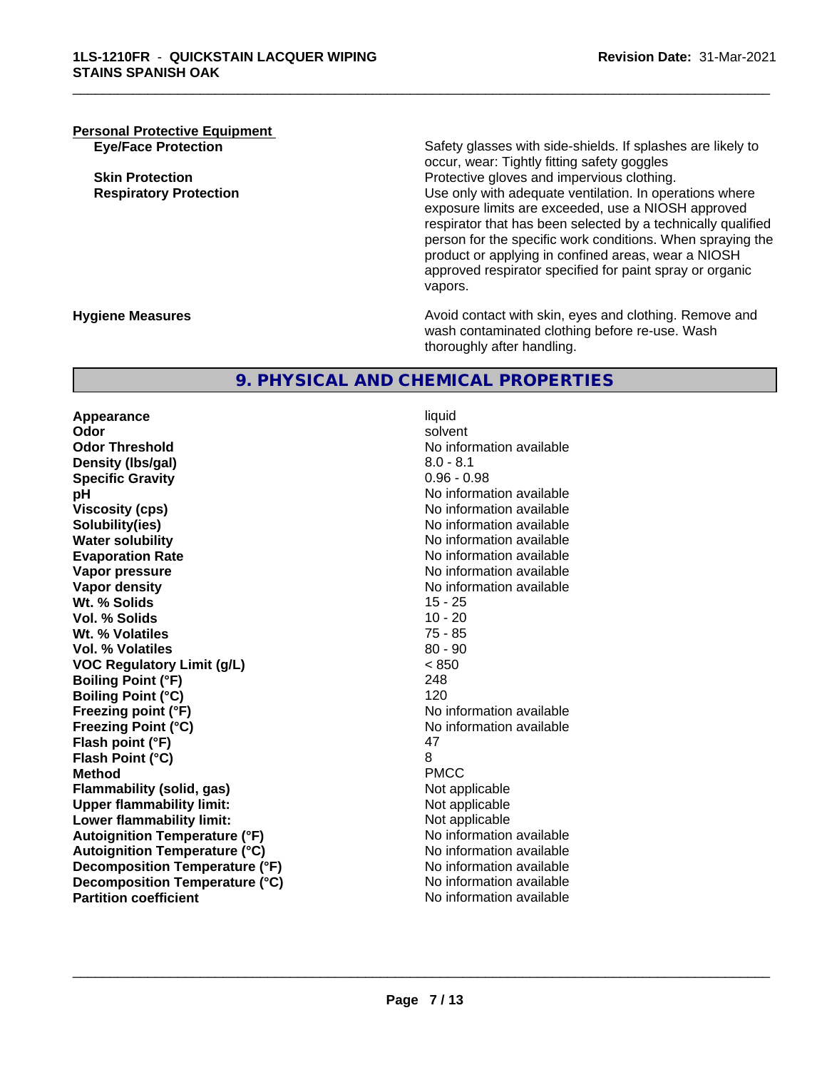**Personal Protective Equipment**

| | |
|---|---|
| **Eye/Face Protection** | Safety glasses with side-shields. If splashes are likely to occur, wear: Tightly fitting safety goggles |
| **Skin Protection** | Protective gloves and impervious clothing. |
| **Respiratory Protection** | Use only with adequate ventilation. In operations where exposure limits are exceeded, use a NIOSH approved respirator that has been selected by a technically qualified person for the specific work conditions. When spraying the product or applying in confined areas, wear a NIOSH approved respirator specified for paint spray or organic vapors. |
| **Hygiene Measures** | Avoid contact with skin, eyes and clothing. Remove and wash contaminated clothing before re-use. Wash thoroughly after handling. |

## 9. PHYSICAL AND CHEMICAL PROPERTIES

| | |
|---|---|
| **Appearance** | liquid |
| **Odor** | solvent |
| **Odor Threshold** | No information available |
| **Density (lbs/gal)** | 8.0 - 8.1 |
| **Specific Gravity** | 0.96 - 0.98 |
| **pH** | No information available |
| **Viscosity (cps)** | No information available |
| **Solubility(ies)** | No information available |
| **Water solubility** | No information available |
| **Evaporation Rate** | No information available |
| **Vapor pressure** | No information available |
| **Vapor density** | No information available |
| **Wt. % Solids** | 15 - 25 |
| **Vol. % Solids** | 10 - 20 |
| **Wt. % Volatiles** | 75 - 85 |
| **Vol. % Volatiles** | 80 - 90 |
| **VOC Regulatory Limit (g/L)** | < 850 |
| **Boiling Point (°F)** | 248 |
| **Boiling Point (°C)** | 120 |
| **Freezing point (°F)** | No information available |
| **Freezing Point (°C)** | No information available |
| **Flash point (°F)** | 47 |
| **Flash Point (°C)** | 8 |
| **Method** | PMCC |
| **Flammability (solid, gas)** | Not applicable |
| **Upper flammability limit:** | Not applicable |
| **Lower flammability limit:** | Not applicable |
| **Autoignition Temperature (°F)** | No information available |
| **Autoignition Temperature (°C)** | No information available |
| **Decomposition Temperature (°F)** | No information available |
| **Decomposition Temperature (°C)** | No information available |
| **Partition coefficient** | No information available |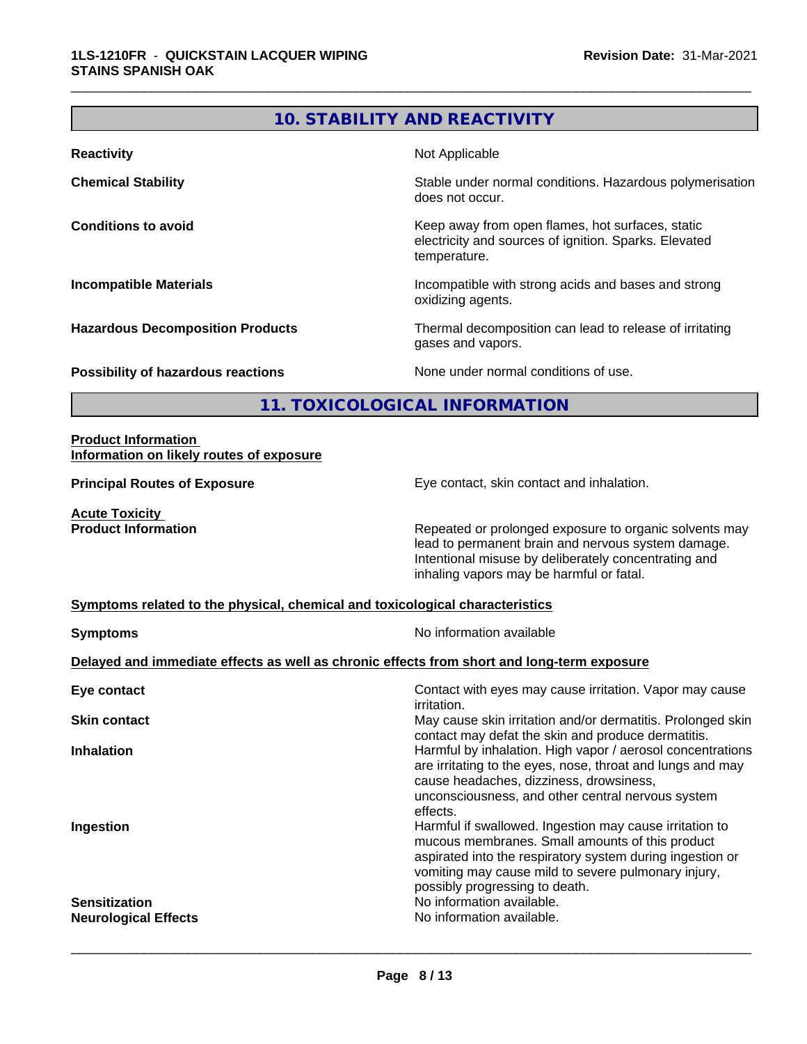## 10. STABILITY AND REACTIVITY

| | |
|---|---|
| **Reactivity** | Not Applicable |
| **Chemical Stability** | Stable under normal conditions. Hazardous polymerisation does not occur. |
| **Conditions to avoid** | Keep away from open flames, hot surfaces, static electricity and sources of ignition. Sparks. Elevated temperature. |
| **Incompatible Materials** | Incompatible with strong acids and bases and strong oxidizing agents. |
| **Hazardous Decomposition Products** | Thermal decomposition can lead to release of irritating gases and vapors. |
| **Possibility of hazardous reactions** | None under normal conditions of use. |

## 11. TOXICOLOGICAL INFORMATION

**Product Information**

**Information on likely routes of exposure**

| | |
|---|---|
| **Principal Routes of Exposure** | Eye contact, skin contact and inhalation. |

**Acute Toxicity**

| | |
|---|---|
| **Product Information** | Repeated or prolonged exposure to organic solvents may lead to permanent brain and nervous system damage. Intentional misuse by deliberately concentrating and inhaling vapors may be harmful or fatal. |

**Symptoms related to the physical, chemical and toxicological characteristics**

| | |
|---|---|
| **Symptoms** | No information available |

**Delayed and immediate effects as well as chronic effects from short and long-term exposure**

| | |
|---|---|
| **Eye contact** | Contact with eyes may cause irritation. Vapor may cause irritation. |
| **Skin contact** | May cause skin irritation and/or dermatitis. Prolonged skin contact may defat the skin and produce dermatitis. |
| **Inhalation** | Harmful by inhalation. High vapor / aerosol concentrations are irritating to the eyes, nose, throat and lungs and may cause headaches, dizziness, drowsiness, unconsciousness, and other central nervous system effects. |
| **Ingestion** | Harmful if swallowed. Ingestion may cause irritation to mucous membranes. Small amounts of this product aspirated into the respiratory system during ingestion or vomiting may cause mild to severe pulmonary injury, possibly progressing to death. |
| **Sensitization** | No information available. |
| **Neurological Effects** | No information available. |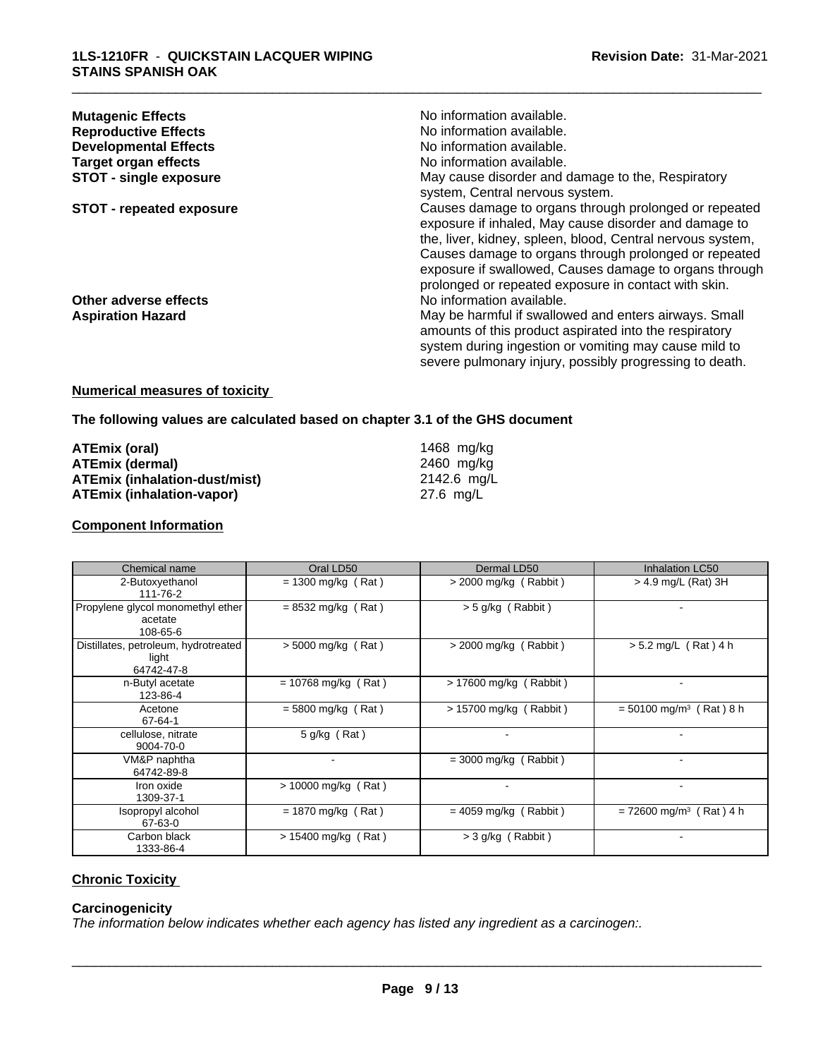**Mutagenic Effects** No information available.

**Reproductive Effects** No information available.

**Developmental Effects** No information available.

**Target organ effects** No information available.

**STOT - single exposure** May cause disorder and damage to the, Respiratory system, Central nervous system.

**STOT - repeated exposure** Causes damage to organs through prolonged or repeated exposure if inhaled, May cause disorder and damage to the, liver, kidney, spleen, blood, Central nervous system, Causes damage to organs through prolonged or repeated exposure if swallowed, Causes damage to organs through prolonged or repeated exposure in contact with skin.

**Other adverse effects** No information available.

**Aspiration Hazard** May be harmful if swallowed and enters airways. Small amounts of this product aspirated into the respiratory system during ingestion or vomiting may cause mild to severe pulmonary injury, possibly progressing to death.

## Numerical measures of toxicity

**The following values are calculated based on chapter 3.1 of the GHS document**

| | |
|---|---|
| **ATEmix (oral)** | 1468 mg/kg |
| **ATEmix (dermal)** | 2460 mg/kg |
| **ATEmix (inhalation-dust/mist)** | 2142.6 mg/L |
| **ATEmix (inhalation-vapor)** | 27.6 mg/L |

## Component Information

| Chemical name | Oral LD50 | Dermal LD50 | Inhalation LC50 |
|---|---|---|---|
| 2-Butoxyethanol<br>111-76-2 | = 1300 mg/kg ( Rat ) | > 2000 mg/kg ( Rabbit ) | > 4.9 mg/L (Rat) 3H |
| Propylene glycol monomethyl ether acetate<br>108-65-6 | = 8532 mg/kg ( Rat ) | > 5 g/kg ( Rabbit ) | - |
| Distillates, petroleum, hydrotreated light<br>64742-47-8 | > 5000 mg/kg ( Rat ) | > 2000 mg/kg ( Rabbit ) | > 5.2 mg/L ( Rat ) 4 h |
| n-Butyl acetate<br>123-86-4 | = 10768 mg/kg ( Rat ) | > 17600 mg/kg ( Rabbit ) | - |
| Acetone<br>67-64-1 | = 5800 mg/kg ( Rat ) | > 15700 mg/kg ( Rabbit ) | = 50100 mg/m³ ( Rat ) 8 h |
| cellulose, nitrate<br>9004-70-0 | 5 g/kg ( Rat ) | - | - |
| VM&P naphtha<br>64742-89-8 | - | = 3000 mg/kg ( Rabbit ) | - |
| Iron oxide<br>1309-37-1 | > 10000 mg/kg ( Rat ) | - | - |
| Isopropyl alcohol<br>67-63-0 | = 1870 mg/kg ( Rat ) | = 4059 mg/kg ( Rabbit ) | = 72600 mg/m³ ( Rat ) 4 h |
| Carbon black<br>1333-86-4 | > 15400 mg/kg ( Rat ) | > 3 g/kg ( Rabbit ) | - |

## Chronic Toxicity

**Carcinogenicity**

*The information below indicates whether each agency has listed any ingredient as a carcinogen:.*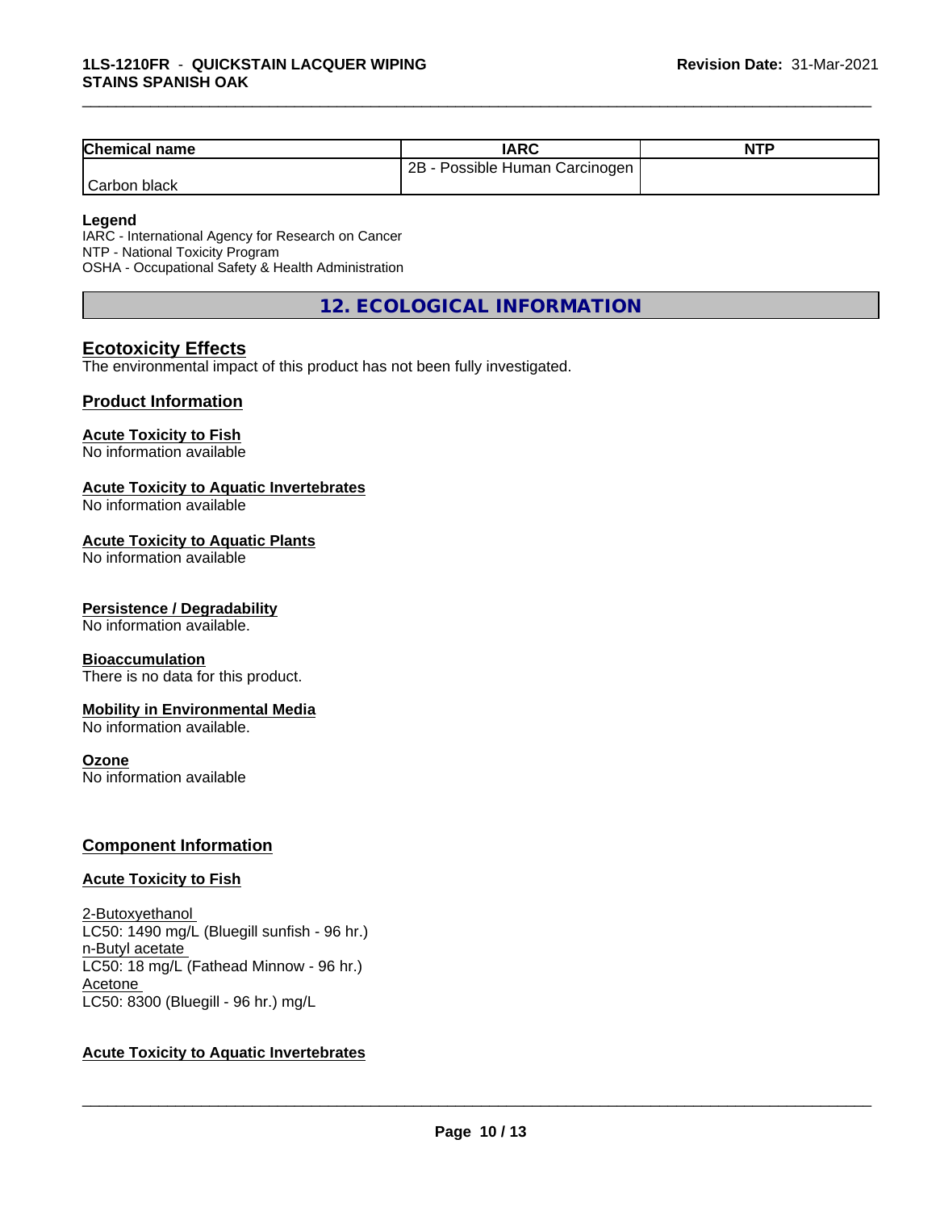| Chemical name | IARC | NTP |
|---|---|---|
| Carbon black | 2B - Possible Human Carcinogen | |

**Legend**
IARC - International Agency for Research on Cancer
NTP - National Toxicity Program
OSHA - Occupational Safety & Health Administration

## 12. ECOLOGICAL INFORMATION

### Ecotoxicity Effects
The environmental impact of this product has not been fully investigated.

### Product Information

**Acute Toxicity to Fish**
No information available

**Acute Toxicity to Aquatic Invertebrates**
No information available

**Acute Toxicity to Aquatic Plants**
No information available

**Persistence / Degradability**
No information available.

**Bioaccumulation**
There is no data for this product.

**Mobility in Environmental Media**
No information available.

**Ozone**
No information available

### Component Information

**Acute Toxicity to Fish**

2-Butoxyethanol
LC50: 1490 mg/L (Bluegill sunfish - 96 hr.)
n-Butyl acetate
LC50: 18 mg/L (Fathead Minnow - 96 hr.)
Acetone
LC50: 8300 (Bluegill - 96 hr.) mg/L

**Acute Toxicity to Aquatic Invertebrates**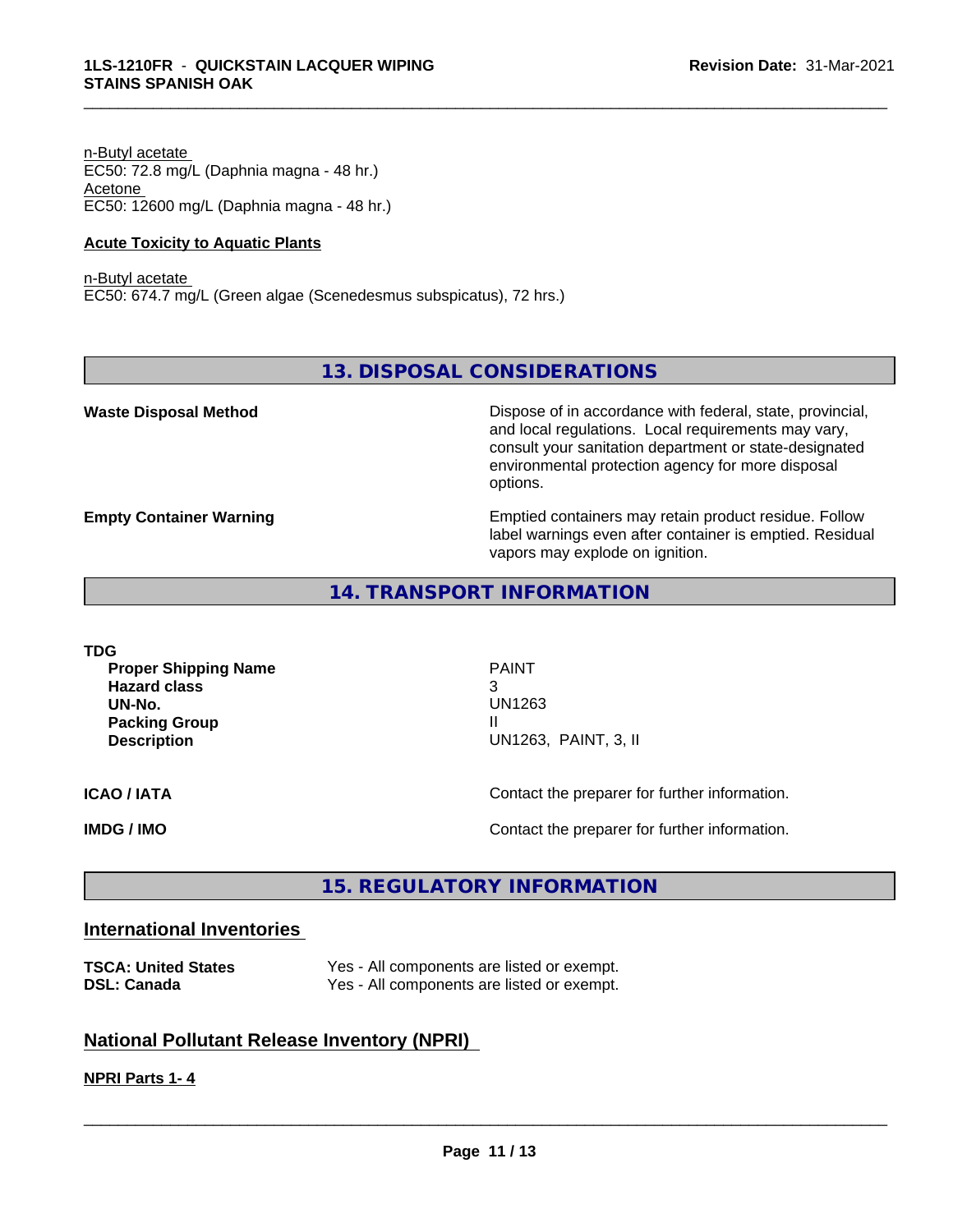n-Butyl acetate
EC50: 72.8 mg/L (Daphnia magna - 48 hr.)
Acetone
EC50: 12600 mg/L (Daphnia magna - 48 hr.)

**Acute Toxicity to Aquatic Plants**

n-Butyl acetate
EC50: 674.7 mg/L (Green algae (Scenedesmus subspicatus), 72 hrs.)

## 13. DISPOSAL CONSIDERATIONS

**Waste Disposal Method**
Dispose of in accordance with federal, state, provincial, and local regulations. Local requirements may vary, consult your sanitation department or state-designated environmental protection agency for more disposal options.

**Empty Container Warning**
Emptied containers may retain product residue. Follow label warnings even after container is emptied. Residual vapors may explode on ignition.

## 14. TRANSPORT INFORMATION

**TDG**

| | |
|---|---|
| **Proper Shipping Name** | PAINT |
| **Hazard class** | 3 |
| **UN-No.** | UN1263 |
| **Packing Group** | II |
| **Description** | UN1263, PAINT, 3, II |

**ICAO / IATA** Contact the preparer for further information.

**IMDG / IMO** Contact the preparer for further information.

## 15. REGULATORY INFORMATION

### International Inventories

| | |
|---|---|
| **TSCA: United States** | Yes - All components are listed or exempt. |
| **DSL: Canada** | Yes - All components are listed or exempt. |

### National Pollutant Release Inventory (NPRI)

**NPRI Parts 1- 4**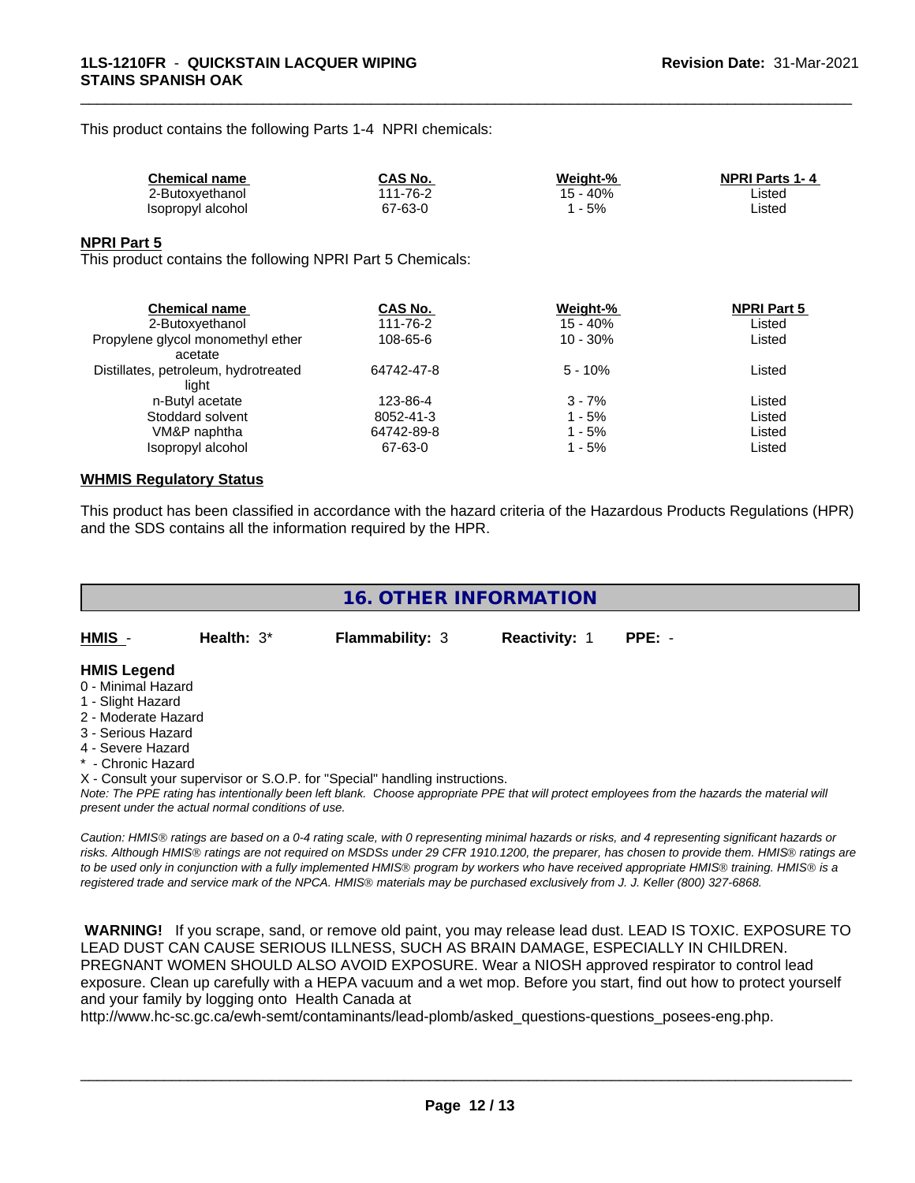This product contains the following Parts 1-4 NPRI chemicals:

| Chemical name | CAS No. | Weight-% | NPRI Parts 1- 4 |
|---|---|---|---|
| 2-Butoxyethanol | 111-76-2 | 15 - 40% | Listed |
| Isopropyl alcohol | 67-63-0 | 1 - 5% | Listed |

**NPRI Part 5**

This product contains the following NPRI Part 5 Chemicals:

| Chemical name | CAS No. | Weight-% | NPRI Part 5 |
|---|---|---|---|
| 2-Butoxyethanol | 111-76-2 | 15 - 40% | Listed |
| Propylene glycol monomethyl ether acetate | 108-65-6 | 10 - 30% | Listed |
| Distillates, petroleum, hydrotreated light | 64742-47-8 | 5 - 10% | Listed |
| n-Butyl acetate | 123-86-4 | 3 - 7% | Listed |
| Stoddard solvent | 8052-41-3 | 1 - 5% | Listed |
| VM&P naphtha | 64742-89-8 | 1 - 5% | Listed |
| Isopropyl alcohol | 67-63-0 | 1 - 5% | Listed |

**WHMIS Regulatory Status**

This product has been classified in accordance with the hazard criteria of the Hazardous Products Regulations (HPR) and the SDS contains all the information required by the HPR.

## 16. OTHER INFORMATION

| HMIS - | Health: 3* | Flammability: 3 | Reactivity: 1 | PPE: - |
|---|---|---|---|---|

**HMIS Legend**

0 - Minimal Hazard
1 - Slight Hazard
2 - Moderate Hazard
3 - Serious Hazard
4 - Severe Hazard
* - Chronic Hazard
X - Consult your supervisor or S.O.P. for "Special" handling instructions.

*Note: The PPE rating has intentionally been left blank. Choose appropriate PPE that will protect employees from the hazards the material will present under the actual normal conditions of use.*

*Caution: HMIS® ratings are based on a 0-4 rating scale, with 0 representing minimal hazards or risks, and 4 representing significant hazards or risks. Although HMIS® ratings are not required on MSDSs under 29 CFR 1910.1200, the preparer, has chosen to provide them. HMIS® ratings are to be used only in conjunction with a fully implemented HMIS® program by workers who have received appropriate HMIS® training. HMIS® is a registered trade and service mark of the NPCA. HMIS® materials may be purchased exclusively from J. J. Keller (800) 327-6868.*

**WARNING!** If you scrape, sand, or remove old paint, you may release lead dust. LEAD IS TOXIC. EXPOSURE TO LEAD DUST CAN CAUSE SERIOUS ILLNESS, SUCH AS BRAIN DAMAGE, ESPECIALLY IN CHILDREN. PREGNANT WOMEN SHOULD ALSO AVOID EXPOSURE. Wear a NIOSH approved respirator to control lead exposure. Clean up carefully with a HEPA vacuum and a wet mop. Before you start, find out how to protect yourself and your family by logging onto Health Canada at http://www.hc-sc.gc.ca/ewh-semt/contaminants/lead-plomb/asked_questions-questions_posees-eng.php.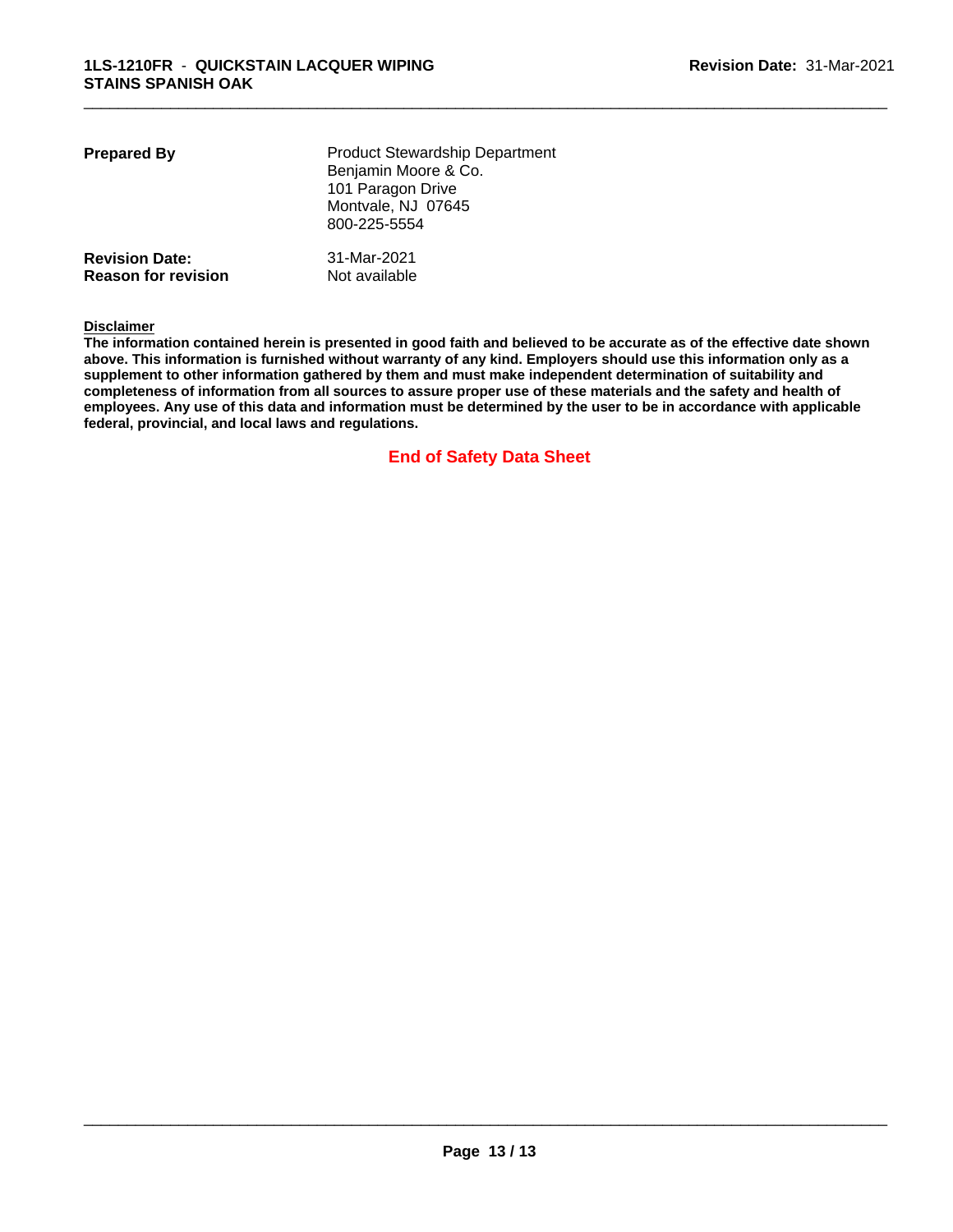| | |
|---|---|
| **Prepared By** | Product Stewardship Department<br>Benjamin Moore & Co.<br>101 Paragon Drive<br>Montvale, NJ 07645<br>800-225-5554 |
| **Revision Date:** | 31-Mar-2021 |
| **Reason for revision** | Not available |

**Disclaimer**

**The information contained herein is presented in good faith and believed to be accurate as of the effective date shown above. This information is furnished without warranty of any kind. Employers should use this information only as a supplement to other information gathered by them and must make independent determination of suitability and completeness of information from all sources to assure proper use of these materials and the safety and health of employees. Any use of this data and information must be determined by the user to be in accordance with applicable federal, provincial, and local laws and regulations.**

**End of Safety Data Sheet**